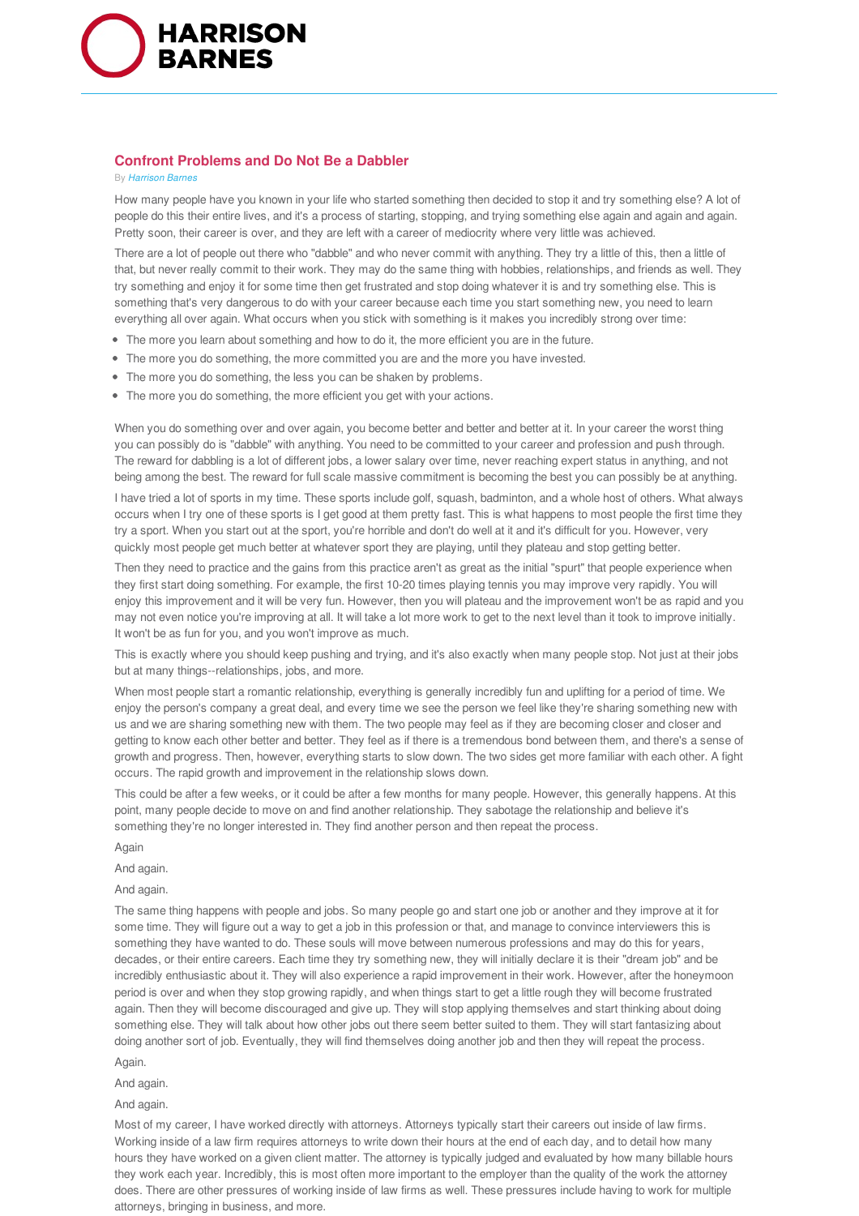# Confront Problems and Do Not Be a Dabbler

By *Harrison Barnes*

How many people have you known in your life who started something then decided to stop it and try something else? A lot of people do this their entire lives, and it's a process of starting, stopping, and trying something else again and again and again. Pretty soon, their career is over, and they are left with a career of mediocrity where very little was achieved.

There are a lot of people out there who "dabble" and who never commit with anything. They try a little of this, then a little of that, but never really commit to their work. They may do the same thing with hobbies, relationships, and friends as well. They try something and enjoy it for some time then get frustrated and stop doing whatever it is and try something else. This is something that's very dangerous to do with your career because each time you start something new, you need to learn everything all over again. What occurs when you stick with something is it makes you incredibly strong over time:

- The more you learn about something and how to do it, the more efficient you are in the future.
- The more you do something, the more committed you are and the more you have invested.
- The more you do something, the less you can be shaken by problems.
- The more you do something, the more efficient you get with your actions.

When you do something over and over again, you become better and better and better at it. In your career the worst thing you can possibly do is "dabble" with anything. You need to be committed to your career and profession and push through. The reward for dabbling is a lot of different jobs, a lower salary over time, never reaching expert status in anything, and not being among the best. The reward for full scale massive commitment is becoming the best you can possibly be at anything.

I have tried a lot of sports in my time. These sports include golf, squash, badminton, and a whole host of others. What always occurs when I try one of these sports is I get good at them pretty fast. This is what happens to most people the first time they try a sport. When you start out at the sport, you're horrible and don't do well at it and it's difficult for you. However, very quickly most people get much better at whatever sport they are playing, until they plateau and stop getting better.

Then they need to practice and the gains from this practice aren't as great as the initial "spurt" that people experience when they first start doing something. For example, the first 10-20 times playing tennis you may improve very rapidly. You will enjoy this improvement and it will be very fun. However, then you will plateau and the improvement won't be as rapid and you may not even notice you're improving at all. It will take a lot more work to get to the next level than it took to improve initially. It won't be as fun for you, and you won't improve as much.

This is exactly where you should keep pushing and trying, and it's also exactly when many people stop. Not just at their jobs but at many things--relationships, jobs, and more.

When most people start a romantic relationship, everything is generally incredibly fun and uplifting for a period of time. We enjoy the person's company a great deal, and every time we see the person we feel like they're sharing something new with us and we are sharing something new with them. The two people may feel as if they are becoming closer and closer and getting to know each other better and better. They feel as if there is a tremendous bond between them, and there's a sense of growth and progress. Then, however, everything starts to slow down. The two sides get more familiar with each other. A fight occurs. The rapid growth and improvement in the relationship slows down.

This could be after a few weeks, or it could be after a few months for many people. However, this generally happens. At this point, many people decide to move on and find another relationship. They sabotage the relationship and believe it's something they're no longer interested in. They find another person and then repeat the process.

Again

And again.

And again.

The same thing happens with people and jobs. So many people go and start one job or another and they improve at it for some time. They will figure out a way to get a job in this profession or that, and manage to convince interviewers this is something they have wanted to do. These souls will move between numerous professions and may do this for years, decades, or their entire careers. Each time they try something new, they will initially declare it is their "dream job" and be incredibly enthusiastic about it. They will also experience a rapid improvement in their work. However, after the honeymoon period is over and when they stop growing rapidly, and when things start to get a little rough they will become frustrated again. Then they will become discouraged and give up. They will stop applying themselves and start thinking about doing something else. They will talk about how other jobs out there seem better suited to them. They will start fantasizing about doing another sort of job. Eventually, they will find themselves doing another job and then they will repeat the process.

Again.

And again.

And again.

Most of my career, I have worked directly with attorneys. Attorneys typically start their careers out inside of law firms. Working inside of a law firm requires attorneys to write down their hours at the end of each day, and to detail how many hours they have worked on a given client matter. The attorney is typically judged and evaluated by how many billable hours they work each year. Incredibly, this is most often more important to the employer than the quality of the work the attorney does. There are other pressures of working inside of law firms as well. These pressures include having to work for multiple attorneys, bringing in business, and more.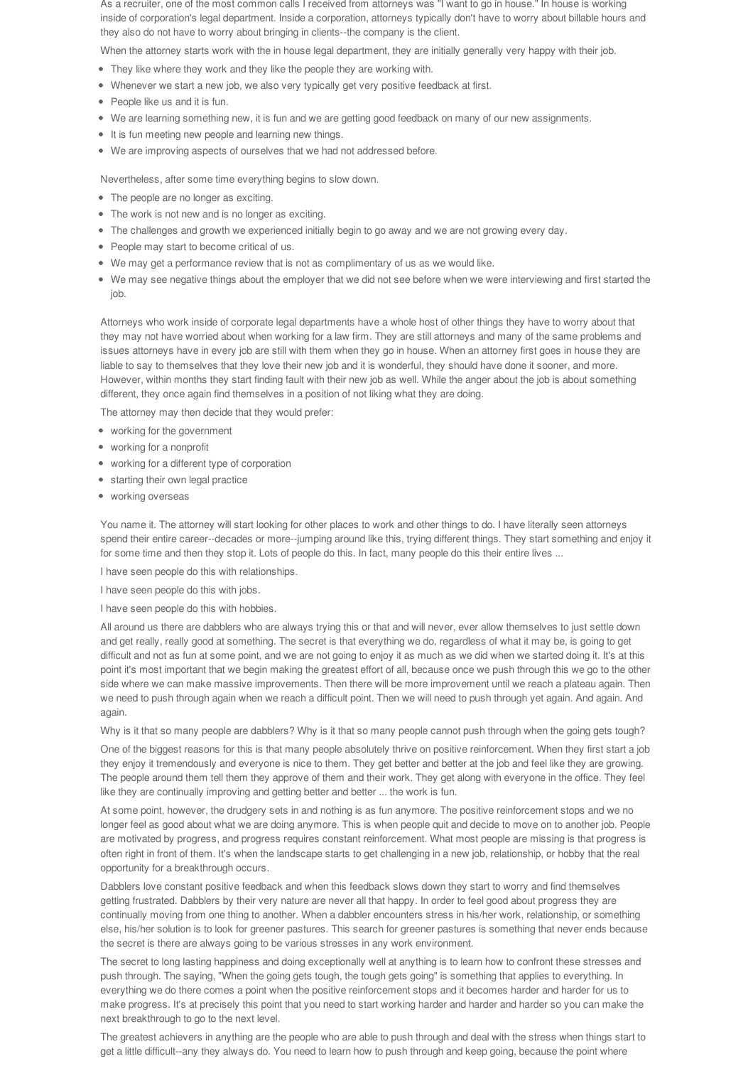As a recruiter, one of the most common calls I received from attorneys was "I want to go in house." In house is working inside of corporation's legal department. Inside a corporation, attorneys typically don't have to worry about billable hours and they also do not have to worry about bringing in clients--the company is the client.

When the attorney starts work with the in house legal department, they are initially generally very happy with their job.

- They like where they work and they like the people they are working with.
- Whenever we start a new job, we also very typically get very positive feedback at first.
- People like us and it is fun.
- We are learning something new, it is fun and we are getting good feedback on many of our new assignments.
- It is fun meeting new people and learning new things.
- We are improving aspects of ourselves that we had not addressed before.

Nevertheless, after some time everything begins to slow down.

- The people are no longer as exciting.
- The work is not new and is no longer as exciting.
- The challenges and growth we experienced initially begin to go away and we are not growing every day.
- People may start to become critical of us.
- We may get a performance review that is not as complimentary of us as we would like.
- We may see negative things about the employer that we did not see before when we were interviewing and first started the job.

Attorneys who work inside of corporate legal departments have a whole host of other things they have to worry about that they may not have worried about when working for a law firm. They are still attorneys and many of the same problems and issues attorneys have in every job are still with them when they go in house. When an attorney first goes in house they are liable to say to themselves that they love their new job and it is wonderful, they should have done it sooner, and more. However, within months they start finding fault with their new job as well. While the anger about the job is about something different, they once again find themselves in a position of not liking what they are doing.

The attorney may then decide that they would prefer:

- working for the government
- working for a nonprofit
- working for a different type of corporation
- starting their own legal practice
- working overseas

You name it. The attorney will start looking for other places to work and other things to do. I have literally seen attorneys spend their entire career--decades or more--jumping around like this, trying different things. They start something and enjoy it for some time and then they stop it. Lots of people do this. In fact, many people do this their entire lives ...

I have seen people do this with relationships.

I have seen people do this with jobs.

I have seen people do this with hobbies.

All around us there are dabblers who are always trying this or that and will never, ever allow themselves to just settle down and get really, really good at something. The secret is that everything we do, regardless of what it may be, is going to get difficult and not as fun at some point, and we are not going to enjoy it as much as we did when we started doing it. It's at this point it's most important that we begin making the greatest effort of all, because once we push through this we go to the other side where we can make massive improvements. Then there will be more improvement until we reach a plateau again. Then we need to push through again when we reach a difficult point. Then we will need to push through yet again. And again. And again.

Why is it that so many people are dabblers? Why is it that so many people cannot push through when the going gets tough?

One of the biggest reasons for this is that many people absolutely thrive on positive reinforcement. When they first start a job they enjoy it tremendously and everyone is nice to them. They get better and better at the job and feel like they are growing. The people around them tell them they approve of them and their work. They get along with everyone in the office. They feel like they are continually improving and getting better and better ... the work is fun.

At some point, however, the drudgery sets in and nothing is as fun anymore. The positive reinforcement stops and we no longer feel as good about what we are doing anymore. This is when people quit and decide to move on to another job. People are motivated by progress, and progress requires constant reinforcement. What most people are missing is that progress is often right in front of them. It's when the landscape starts to get challenging in a new job, relationship, or hobby that the real opportunity for a breakthrough occurs.

Dabblers love constant positive feedback and when this feedback slows down they start to worry and find themselves getting frustrated. Dabblers by their very nature are never all that happy. In order to feel good about progress they are continually moving from one thing to another. When a dabbler encounters stress in his/her work, relationship, or something else, his/her solution is to look for greener pastures. This search for greener pastures is something that never ends because the secret is there are always going to be various stresses in any work environment.

The secret to long lasting happiness and doing exceptionally well at anything is to learn how to confront these stresses and push through. The saying, "When the going gets tough, the tough gets going" is something that applies to everything. In everything we do there comes a point when the positive reinforcement stops and it becomes harder and harder for us to make progress. It's at precisely this point that you need to start working harder and harder and harder so you can make the next breakthrough to go to the next level.

The greatest achievers in anything are the people who are able to push through and deal with the stress when things start to get a little difficult--any they always do. You need to learn how to push through and keep going, because the point where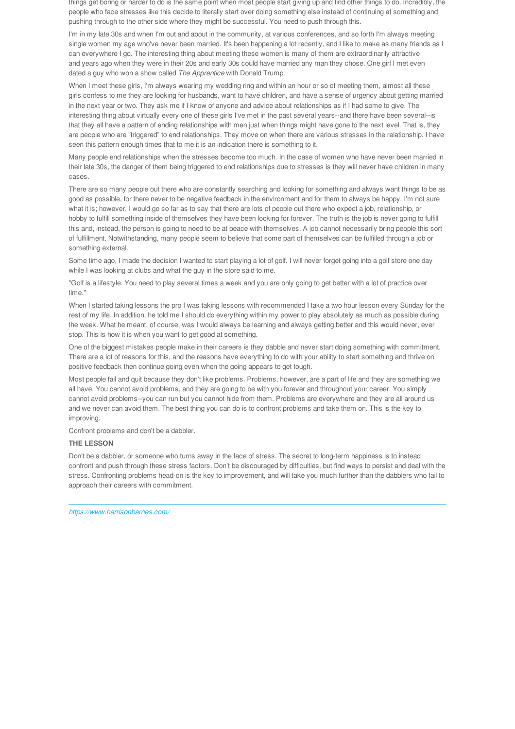things get boring or harder to do is the same point when most people start giving up and find other things to do. Incredibly, the people who face stresses like this decide to literally start over doing something else instead of continuing at something and pushing through to the other side where they might be successful. You need to push through this.

I'm in my late 30s and when I'm out and about in the community, at various conferences, and so forth I'm always meeting single women my age who've never been married. It's been happening a lot recently, and I like to make as many friends as I can everywhere I go. The interesting thing about meeting these women is many of them are extraordinarily attractive and years ago when they were in their 20s and early 30s could have married any man they chose. One girl I met even dated a guy who won a show called *The Apprentice* with Donald Trump.

When I meet these girls, I'm always wearing my wedding ring and within an hour or so of meeting them, almost all these girls confess to me they are looking for husbands, want to have children, and have a sense of urgency about getting married in the next year or two. They ask me if I know of anyone and advice about relationships as if I had some to give. The interesting thing about virtually every one of these girls I've met in the past several years--and there have been several--is that they all have a pattern of ending relationships with men just when things might have gone to the next level. That is, they are people who are "triggered" to end relationships. They move on when there are various stresses in the relationship. I have seen this pattern enough times that to me it is an indication there is something to it.

Many people end relationships when the stresses become too much. In the case of women who have never been married in their late 30s, the danger of them being triggered to end relationships due to stresses is they will never have children in many cases.

There are so many people out there who are constantly searching and looking for something and always want things to be as good as possible, for there never to be negative feedback in the environment and for them to always be happy. I'm not sure what it is; however, I would go so far as to say that there are lots of people out there who expect a job, relationship, or hobby to fulfill something inside of themselves they have been looking for forever. The truth is the job is never going to fulfill this and, instead, the person is going to need to be at peace with themselves. A job cannot necessarily bring people this sort of fulfillment. Notwithstanding, many people seem to believe that some part of themselves can be fulfilled through a job or something external.

Some time ago, I made the decision I wanted to start playing a lot of golf. I will never forget going into a golf store one day while I was looking at clubs and what the guy in the store said to me.

"Golf is a lifestyle. You need to play several times a week and you are only going to get better with a lot of practice over time."

When I started taking lessons the pro I was taking lessons with recommended I take a two hour lesson every Sunday for the rest of my life. In addition, he told me I should do everything within my power to play absolutely as much as possible during the week. What he meant, of course, was I would always be learning and always getting better and this would never, ever stop. This is how it is when you want to get good at something.

One of the biggest mistakes people make in their careers is they dabble and never start doing something with commitment. There are a lot of reasons for this, and the reasons have everything to do with your ability to start something and thrive on positive feedback then continue going even when the going appears to get tough.

Most people fail and quit because they don't like problems. Problems, however, are a part of life and they are something we all have. You cannot avoid problems, and they are going to be with you forever and throughout your career. You simply cannot avoid problems--you can run but you cannot hide from them. Problems are everywhere and they are all around us and we never can avoid them. The best thing you can do is to confront problems and take them on. This is the key to improving.

Confront problems and don't be a dabbler.

**THE LESSON**

Don't be a dabbler, or someone who turns away in the face of stress. The secret to long-term happiness is to instead confront and push through these stress factors. Don't be discouraged by difficulties, but find ways to persist and deal with the stress. Confronting problems head-on is the key to improvement, and will take you much further than the dabblers who fail to approach their careers with commitment.

---

*https://www.harrisonbarnes.com/*